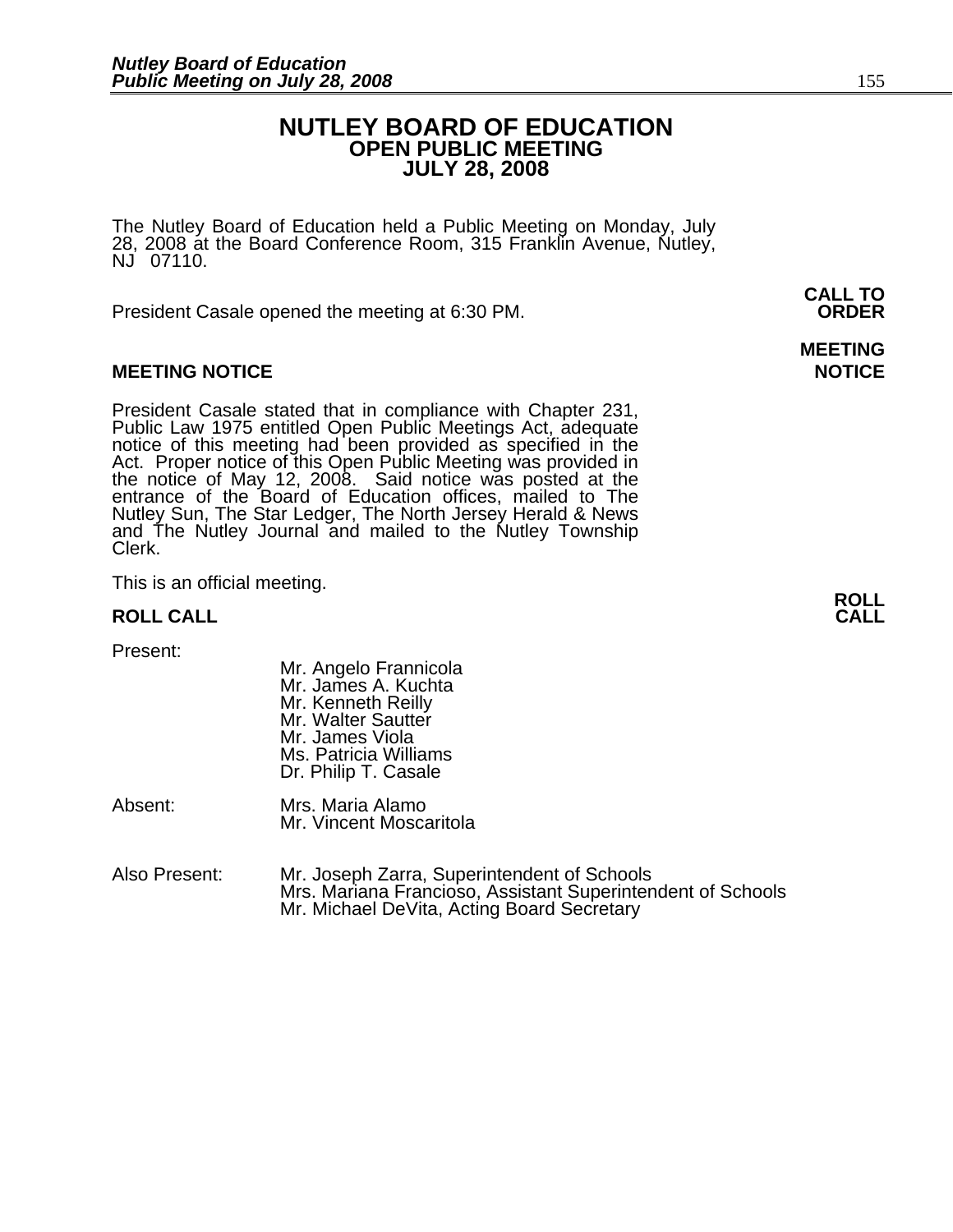# NUTLEY BOARD OF EDUCATION
## OPEN PUBLIC MEETING
## JULY 28, 2008

The Nutley Board of Education held a Public Meeting on Monday, July 28, 2008 at the Board Conference Room, 315 Franklin Avenue, Nutley, NJ 07110.

**CALL TO ORDER**

President Casale opened the meeting at 6:30 PM.

**MEETING NOTICE**

President Casale stated that in compliance with Chapter 231, Public Law 1975 entitled Open Public Meetings Act, adequate notice of this meeting had been provided as specified in the Act. Proper notice of this Open Public Meeting was provided in the notice of May 12, 2008. Said notice was posted at the entrance of the Board of Education offices, mailed to The Nutley Sun, The Star Ledger, The North Jersey Herald & News and The Nutley Journal and mailed to the Nutley Township Clerk.

This is an official meeting.

**ROLL CALL**

Present:

Mr. Angelo Frannicola
Mr. James A. Kuchta
Mr. Kenneth Reilly
Mr. Walter Sautter
Mr. James Viola
Ms. Patricia Williams
Dr. Philip T. Casale

Absent:

Mrs. Maria Alamo
Mr. Vincent Moscaritola

Also Present:

Mr. Joseph Zarra, Superintendent of Schools
Mrs. Mariana Francioso, Assistant Superintendent of Schools
Mr. Michael DeVita, Acting Board Secretary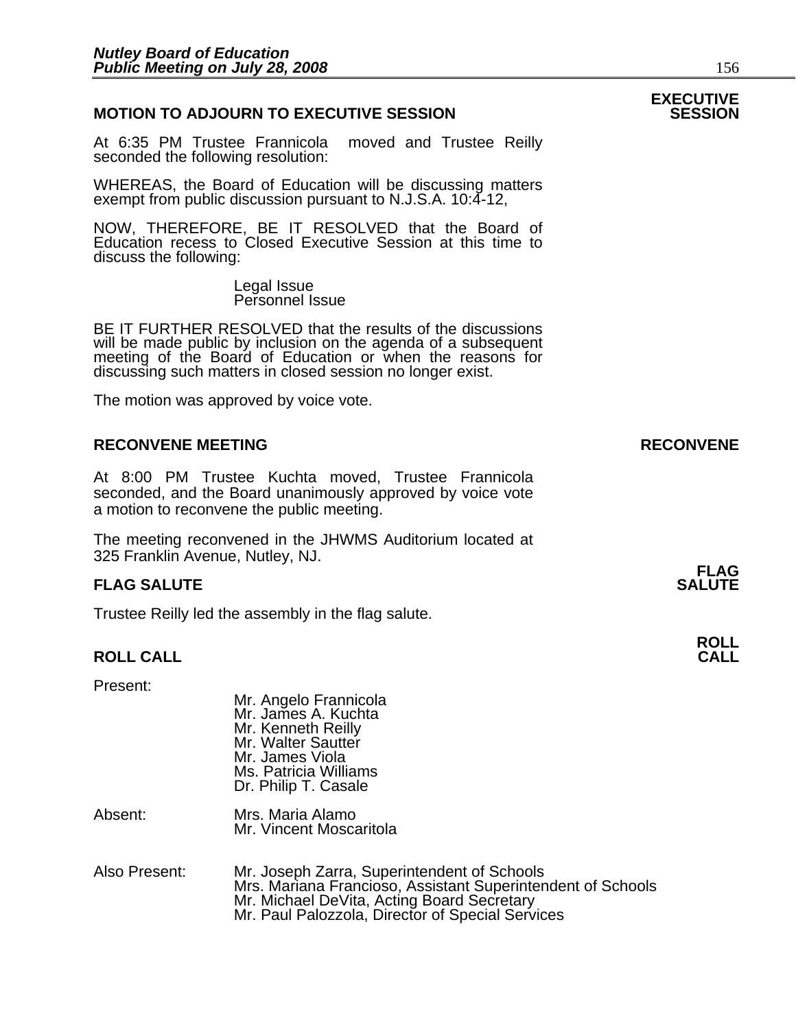## MOTION TO ADJOURN TO EXECUTIVE SESSION

**EXECUTIVE SESSION**

At 6:35 PM Trustee Frannicola moved and Trustee Reilly seconded the following resolution:

WHEREAS, the Board of Education will be discussing matters exempt from public discussion pursuant to N.J.S.A. 10:4-12,

NOW, THEREFORE, BE IT RESOLVED that the Board of Education recess to Closed Executive Session at this time to discuss the following:

Legal Issue
Personnel Issue

BE IT FURTHER RESOLVED that the results of the discussions will be made public by inclusion on the agenda of a subsequent meeting of the Board of Education or when the reasons for discussing such matters in closed session no longer exist.

The motion was approved by voice vote.

## RECONVENE MEETING

**RECONVENE**

At 8:00 PM Trustee Kuchta moved, Trustee Frannicola seconded, and the Board unanimously approved by voice vote a motion to reconvene the public meeting.

The meeting reconvened in the JHWMS Auditorium located at 325 Franklin Avenue, Nutley, NJ.

## FLAG SALUTE

**FLAG SALUTE**

Trustee Reilly led the assembly in the flag salute.

## ROLL CALL

**ROLL CALL**

Present:

Mr. Angelo Frannicola
Mr. James A. Kuchta
Mr. Kenneth Reilly
Mr. Walter Sautter
Mr. James Viola
Ms. Patricia Williams
Dr. Philip T. Casale

Absent:

Mrs. Maria Alamo
Mr. Vincent Moscaritola

Also Present:

Mr. Joseph Zarra, Superintendent of Schools
Mrs. Mariana Francioso, Assistant Superintendent of Schools
Mr. Michael DeVita, Acting Board Secretary
Mr. Paul Palozzola, Director of Special Services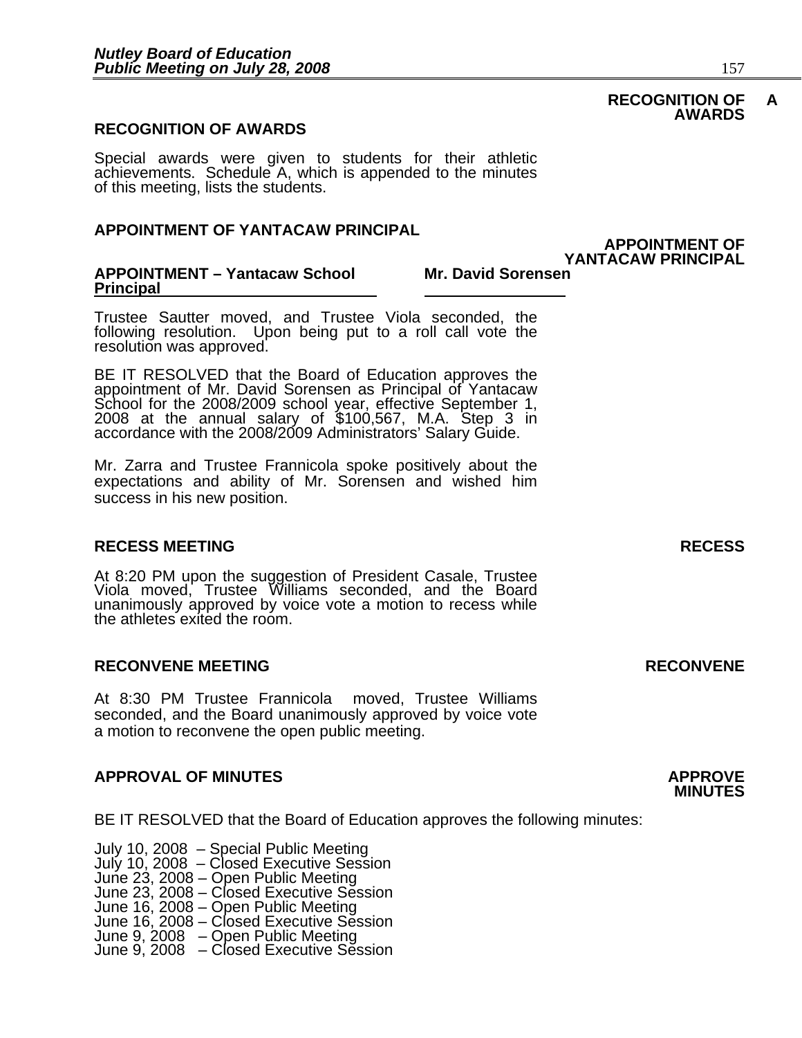**RECOGNITION OF AWARDS**

## RECOGNITION OF AWARDS

Special awards were given to students for their athletic achievements. Schedule A, which is appended to the minutes of this meeting, lists the students.

## APPOINTMENT OF YANTACAW PRINCIPAL

**APPOINTMENT OF YANTACAW PRINCIPAL**

**APPOINTMENT – Yantacaw School Principal** **Mr. David Sorensen**

Trustee Sautter moved, and Trustee Viola seconded, the following resolution. Upon being put to a roll call vote the resolution was approved.

BE IT RESOLVED that the Board of Education approves the appointment of Mr. David Sorensen as Principal of Yantacaw School for the 2008/2009 school year, effective September 1, 2008 at the annual salary of $100,567, M.A. Step 3 in accordance with the 2008/2009 Administrators' Salary Guide.

Mr. Zarra and Trustee Frannicola spoke positively about the expectations and ability of Mr. Sorensen and wished him success in his new position.

## RECESS MEETING

**RECESS**

At 8:20 PM upon the suggestion of President Casale, Trustee Viola moved, Trustee Williams seconded, and the Board unanimously approved by voice vote a motion to recess while the athletes exited the room.

## RECONVENE MEETING

**RECONVENE**

At 8:30 PM Trustee Frannicola moved, Trustee Williams seconded, and the Board unanimously approved by voice vote a motion to reconvene the open public meeting.

## APPROVAL OF MINUTES

**APPROVE MINUTES**

BE IT RESOLVED that the Board of Education approves the following minutes:

July 10, 2008 – Special Public Meeting
July 10, 2008 – Closed Executive Session
June 23, 2008 – Open Public Meeting
June 23, 2008 – Closed Executive Session
June 16, 2008 – Open Public Meeting
June 16, 2008 – Closed Executive Session
June 9, 2008 – Open Public Meeting
June 9, 2008 – Closed Executive Session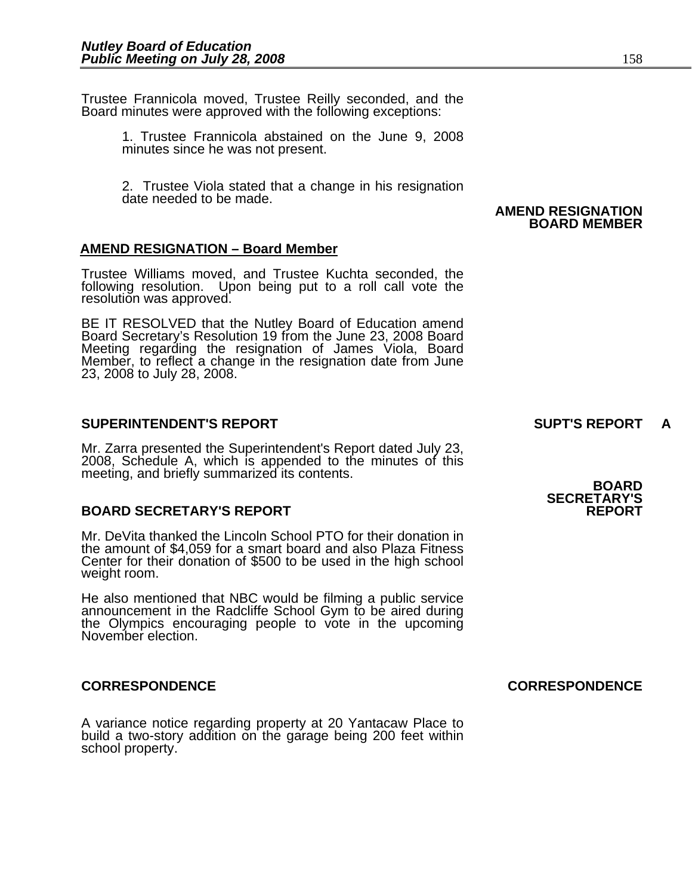Trustee Frannicola moved, Trustee Reilly seconded, and the Board minutes were approved with the following exceptions:

1. Trustee Frannicola abstained on the June 9, 2008 minutes since he was not present.

2. Trustee Viola stated that a change in his resignation date needed to be made.

**AMEND RESIGNATION BOARD MEMBER**

## AMEND RESIGNATION – Board Member

Trustee Williams moved, and Trustee Kuchta seconded, the following resolution. Upon being put to a roll call vote the resolution was approved.

BE IT RESOLVED that the Nutley Board of Education amend Board Secretary's Resolution 19 from the June 23, 2008 Board Meeting regarding the resignation of James Viola, Board Member, to reflect a change in the resignation date from June 23, 2008 to July 28, 2008.

## SUPERINTENDENT'S REPORT

**SUPT'S REPORT A**

Mr. Zarra presented the Superintendent's Report dated July 23, 2008, Schedule A, which is appended to the minutes of this meeting, and briefly summarized its contents.

## BOARD SECRETARY'S REPORT

**BOARD SECRETARY'S REPORT**

Mr. DeVita thanked the Lincoln School PTO for their donation in the amount of $4,059 for a smart board and also Plaza Fitness Center for their donation of $500 to be used in the high school weight room.

He also mentioned that NBC would be filming a public service announcement in the Radcliffe School Gym to be aired during the Olympics encouraging people to vote in the upcoming November election.

## CORRESPONDENCE

**CORRESPONDENCE**

A variance notice regarding property at 20 Yantacaw Place to build a two-story addition on the garage being 200 feet within school property.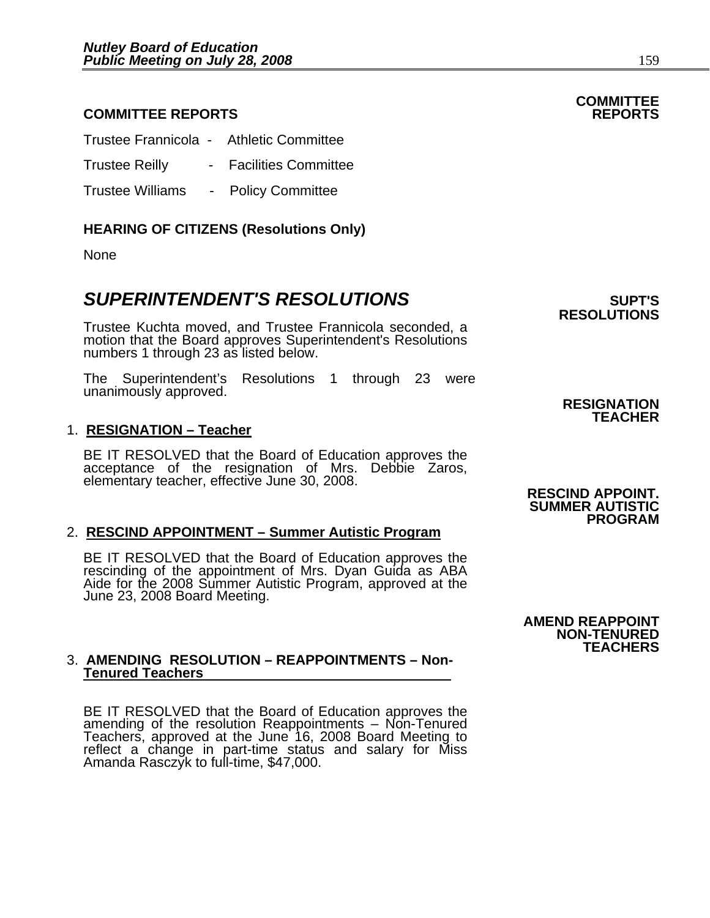## COMMITTEE REPORTS

**COMMITTEE REPORTS**

Trustee Frannicola - Athletic Committee

Trustee Reilly - Facilities Committee

Trustee Williams - Policy Committee

**HEARING OF CITIZENS (Resolutions Only)**

None

## *SUPERINTENDENT'S RESOLUTIONS*

**SUPT'S RESOLUTIONS**

Trustee Kuchta moved, and Trustee Frannicola seconded, a motion that the Board approves Superintendent's Resolutions numbers 1 through 23 as listed below.

The Superintendent's Resolutions 1 through 23 were unanimously approved.

**RESIGNATION TEACHER**

1. **RESIGNATION – Teacher**

   BE IT RESOLVED that the Board of Education approves the acceptance of the resignation of Mrs. Debbie Zaros, elementary teacher, effective June 30, 2008.

**RESCIND APPOINT. SUMMER AUTISTIC PROGRAM**

2. **RESCIND APPOINTMENT – Summer Autistic Program**

   BE IT RESOLVED that the Board of Education approves the rescinding of the appointment of Mrs. Dyan Guida as ABA Aide for the 2008 Summer Autistic Program, approved at the June 23, 2008 Board Meeting.

**AMEND REAPPOINT NON-TENURED TEACHERS**

3. **AMENDING RESOLUTION – REAPPOINTMENTS – Non-Tenured Teachers**

   BE IT RESOLVED that the Board of Education approves the amending of the resolution Reappointments – Non-Tenured Teachers, approved at the June 16, 2008 Board Meeting to reflect a change in part-time status and salary for Miss Amanda Rasczyk to full-time, $47,000.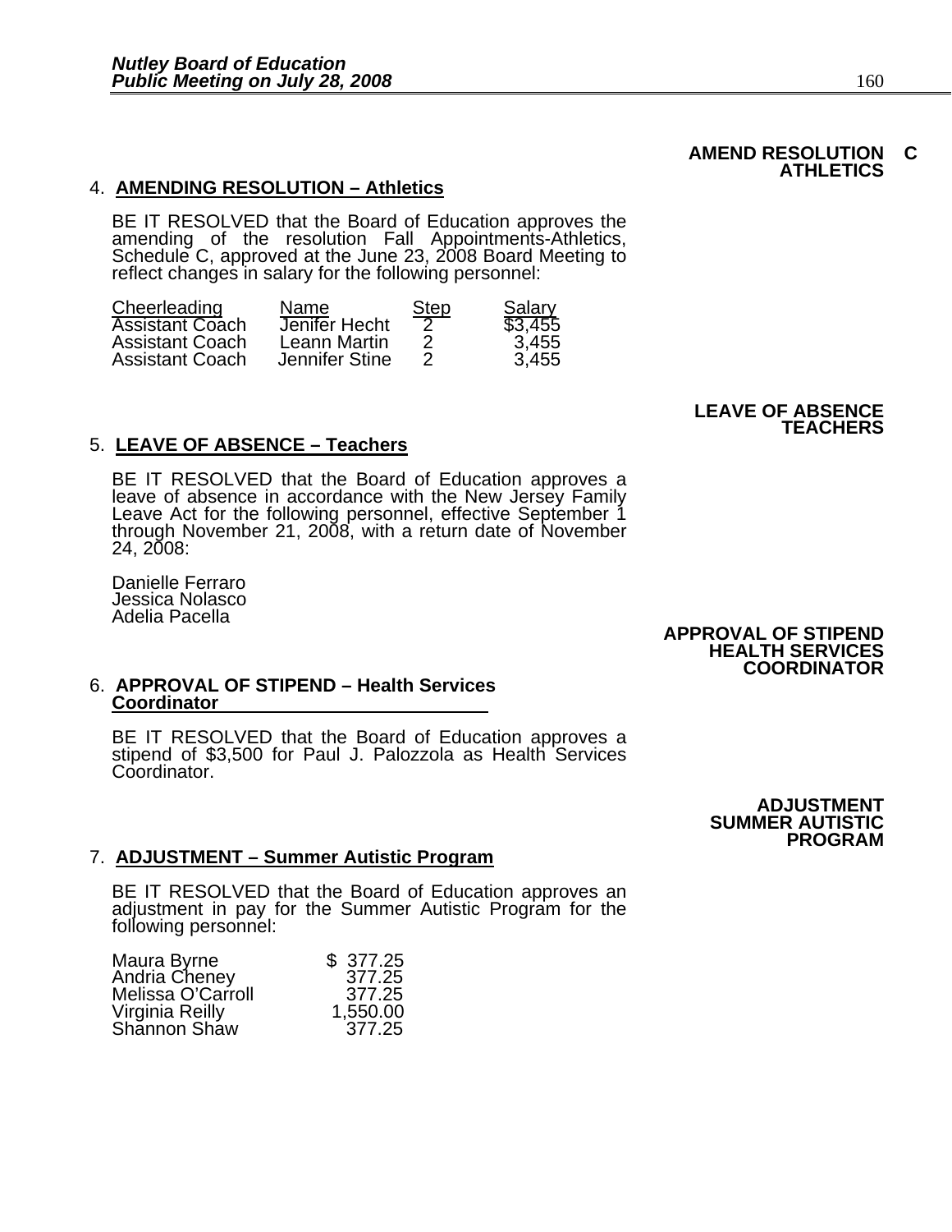**AMEND RESOLUTION C ATHLETICS**

4. **AMENDING RESOLUTION – Athletics**

BE IT RESOLVED that the Board of Education approves the amending of the resolution Fall Appointments-Athletics, Schedule C, approved at the June 23, 2008 Board Meeting to reflect changes in salary for the following personnel:

| Cheerleading | Name | Step | Salary |
|---|---|---|---|
| Assistant Coach | Jenifer Hecht | 2 | $3,455 |
| Assistant Coach | Leann Martin | 2 | 3,455 |
| Assistant Coach | Jennifer Stine | 2 | 3,455 |

**LEAVE OF ABSENCE TEACHERS**

5. **LEAVE OF ABSENCE – Teachers**

BE IT RESOLVED that the Board of Education approves a leave of absence in accordance with the New Jersey Family Leave Act for the following personnel, effective September 1 through November 21, 2008, with a return date of November 24, 2008:

Danielle Ferraro
Jessica Nolasco
Adelia Pacella

**APPROVAL OF STIPEND HEALTH SERVICES COORDINATOR**

6. **APPROVAL OF STIPEND – Health Services Coordinator**

BE IT RESOLVED that the Board of Education approves a stipend of $3,500 for Paul J. Palozzola as Health Services Coordinator.

**ADJUSTMENT SUMMER AUTISTIC PROGRAM**

7. **ADJUSTMENT – Summer Autistic Program**

BE IT RESOLVED that the Board of Education approves an adjustment in pay for the Summer Autistic Program for the following personnel:

| | |
|---|---|
| Maura Byrne | $ 377.25 |
| Andria Cheney | 377.25 |
| Melissa O'Carroll | 377.25 |
| Virginia Reilly | 1,550.00 |
| Shannon Shaw | 377.25 |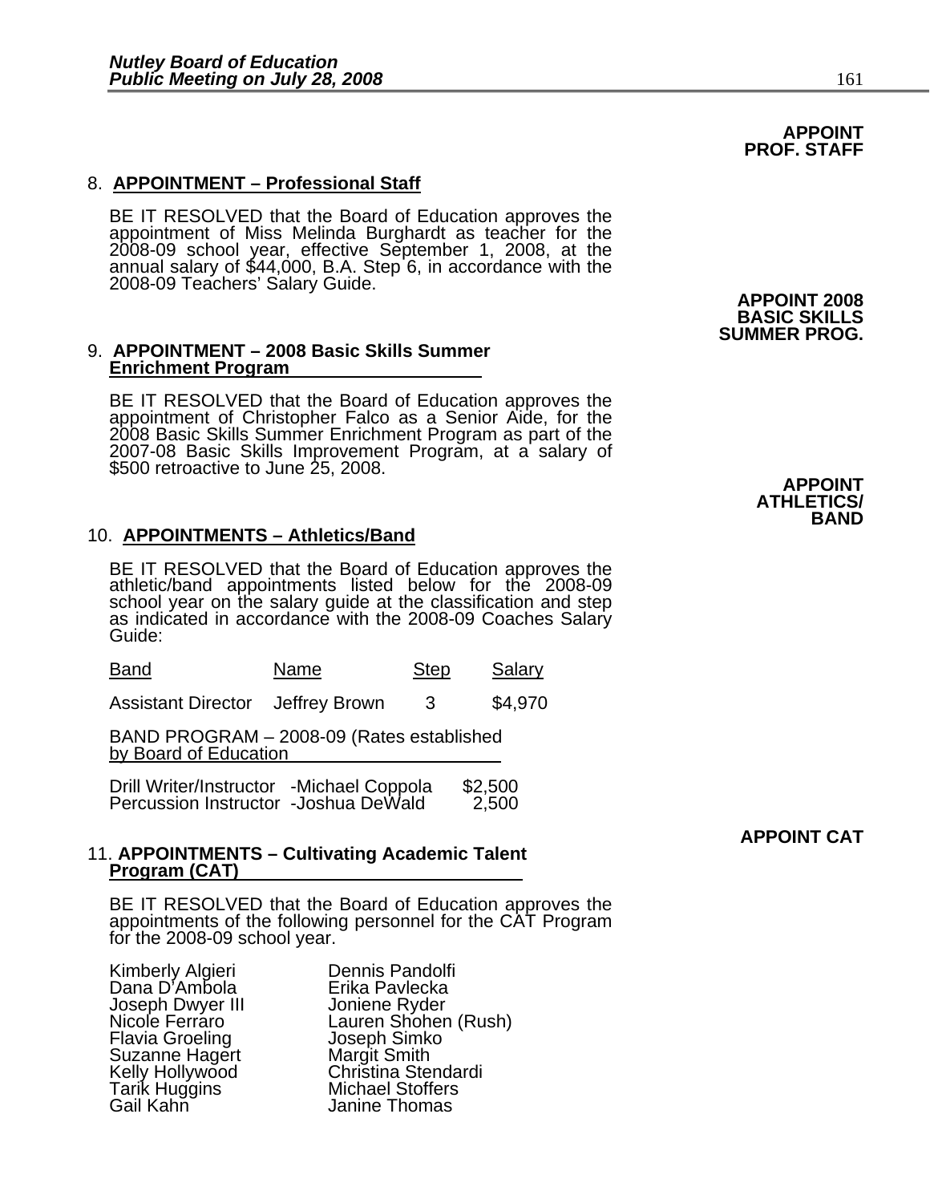**APPOINT PROF. STAFF**

## 8. APPOINTMENT – Professional Staff

BE IT RESOLVED that the Board of Education approves the appointment of Miss Melinda Burghardt as teacher for the 2008-09 school year, effective September 1, 2008, at the annual salary of $44,000, B.A. Step 6, in accordance with the 2008-09 Teachers' Salary Guide.

**APPOINT 2008 BASIC SKILLS SUMMER PROG.**

## 9. APPOINTMENT – 2008 Basic Skills Summer Enrichment Program

BE IT RESOLVED that the Board of Education approves the appointment of Christopher Falco as a Senior Aide, for the 2008 Basic Skills Summer Enrichment Program as part of the 2007-08 Basic Skills Improvement Program, at a salary of $500 retroactive to June 25, 2008.

**APPOINT ATHLETICS/ BAND**

## 10. APPOINTMENTS – Athletics/Band

BE IT RESOLVED that the Board of Education approves the athletic/band appointments listed below for the 2008-09 school year on the salary guide at the classification and step as indicated in accordance with the 2008-09 Coaches Salary Guide:

| Band | Name | Step | Salary |
|---|---|---|---|
| Assistant Director | Jeffrey Brown | 3 | $4,970 |

BAND PROGRAM – 2008-09 (Rates established by Board of Education

| | | |
|---|---|---|
| Drill Writer/Instructor | -Michael Coppola | $2,500 |
| Percussion Instructor | -Joshua DeWald | 2,500 |

**APPOINT CAT**

## 11. APPOINTMENTS – Cultivating Academic Talent Program (CAT)

BE IT RESOLVED that the Board of Education approves the appointments of the following personnel for the CAT Program for the 2008-09 school year.

| | |
|---|---|
| Kimberly Algieri | Dennis Pandolfi |
| Dana D'Ambola | Erika Pavlecka |
| Joseph Dwyer III | Joniene Ryder |
| Nicole Ferraro | Lauren Shohen (Rush) |
| Flavia Groeling | Joseph Simko |
| Suzanne Hagert | Margit Smith |
| Kelly Hollywood | Christina Stendardi |
| Tarik Huggins | Michael Stoffers |
| Gail Kahn | Janine Thomas |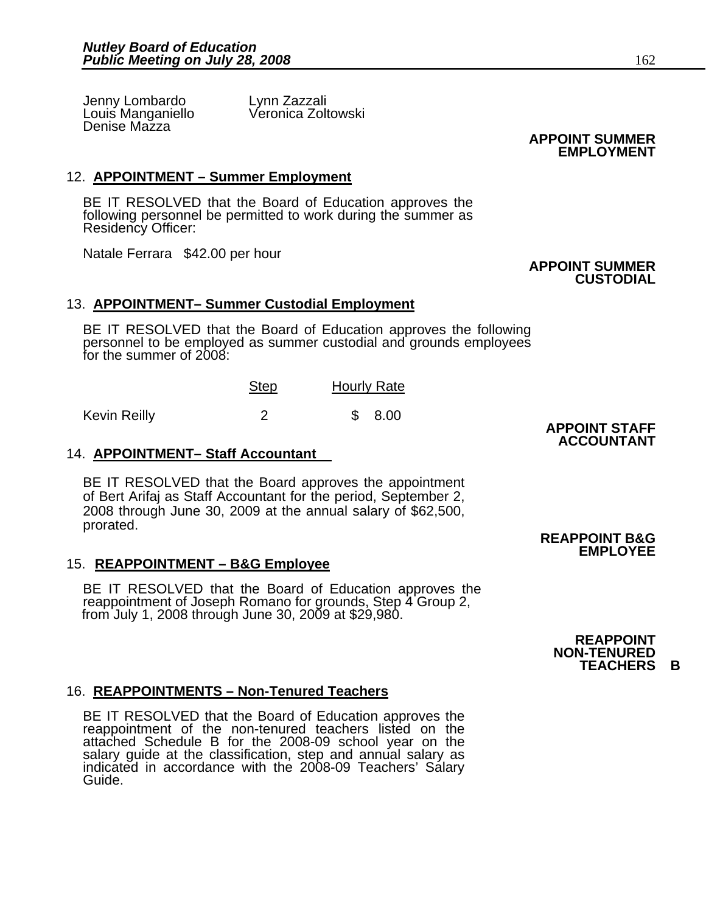| | |
|---|---|
| Jenny Lombardo | Lynn Zazzali |
| Louis Manganiello | Veronica Zoltowski |
| Denise Mazza | |

**APPOINT SUMMER EMPLOYMENT**

12. **APPOINTMENT – Summer Employment**

BE IT RESOLVED that the Board of Education approves the following personnel be permitted to work during the summer as Residency Officer:

Natale Ferrara   $42.00 per hour

**APPOINT SUMMER CUSTODIAL**

13. **APPOINTMENT– Summer Custodial Employment**

BE IT RESOLVED that the Board of Education approves the following personnel to be employed as summer custodial and grounds employees for the summer of 2008:

| | Step | Hourly Rate |
|---|---|---|
| Kevin Reilly | 2 | $ 8.00 |

**APPOINT STAFF ACCOUNTANT**

14. **APPOINTMENT– Staff Accountant**

BE IT RESOLVED that the Board approves the appointment of Bert Arifaj as Staff Accountant for the period, September 2, 2008 through June 30, 2009 at the annual salary of $62,500, prorated.

**REAPPOINT B&G EMPLOYEE**

15. **REAPPOINTMENT – B&G Employee**

BE IT RESOLVED that the Board of Education approves the reappointment of Joseph Romano for grounds, Step 4 Group 2, from July 1, 2008 through June 30, 2009 at $29,980.

**REAPPOINT NON-TENURED TEACHERS B**

16. **REAPPOINTMENTS – Non-Tenured Teachers**

BE IT RESOLVED that the Board of Education approves the reappointment of the non-tenured teachers listed on the attached Schedule B for the 2008-09 school year on the salary guide at the classification, step and annual salary as indicated in accordance with the 2008-09 Teachers' Salary Guide.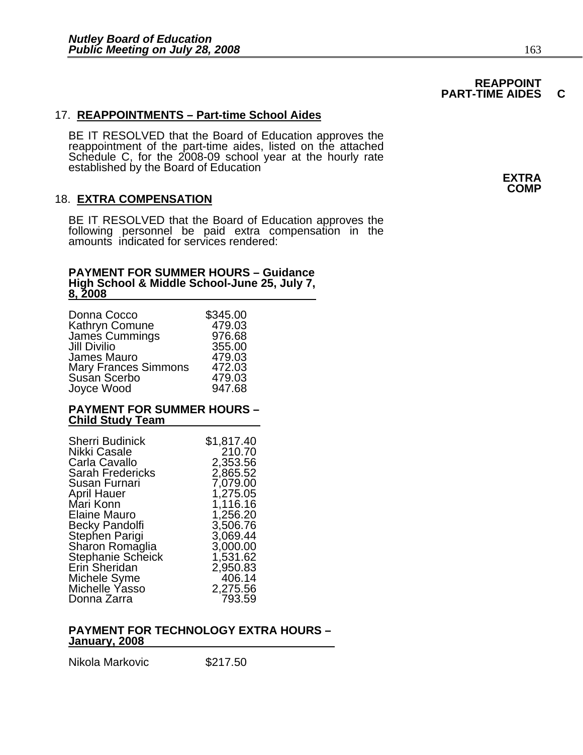**REAPPOINT PART-TIME AIDES C**

17. **REAPPOINTMENTS – Part-time School Aides**

BE IT RESOLVED that the Board of Education approves the reappointment of the part-time aides, listed on the attached Schedule C, for the 2008-09 school year at the hourly rate established by the Board of Education

**EXTRA COMP**

18. **EXTRA COMPENSATION**

BE IT RESOLVED that the Board of Education approves the following personnel be paid extra compensation in the amounts indicated for services rendered:

**PAYMENT FOR SUMMER HOURS – Guidance High School & Middle School-June 25, July 7, 8, 2008**

| Name | Amount |
|---|---|
| Donna Cocco | $345.00 |
| Kathryn Comune | 479.03 |
| James Cummings | 976.68 |
| Jill Divilio | 355.00 |
| James Mauro | 479.03 |
| Mary Frances Simmons | 472.03 |
| Susan Scerbo | 479.03 |
| Joyce Wood | 947.68 |

**PAYMENT FOR SUMMER HOURS – Child Study Team**

| Name | Amount |
|---|---|
| Sherri Budinick | $1,817.40 |
| Nikki Casale | 210.70 |
| Carla Cavallo | 2,353.56 |
| Sarah Fredericks | 2,865.52 |
| Susan Furnari | 7,079.00 |
| April Hauer | 1,275.05 |
| Mari Konn | 1,116.16 |
| Elaine Mauro | 1,256.20 |
| Becky Pandolfi | 3,506.76 |
| Stephen Parigi | 3,069.44 |
| Sharon Romaglia | 3,000.00 |
| Stephanie Scheick | 1,531.62 |
| Erin Sheridan | 2,950.83 |
| Michele Syme | 406.14 |
| Michelle Yasso | 2,275.56 |
| Donna Zarra | 793.59 |

**PAYMENT FOR TECHNOLOGY EXTRA HOURS – January, 2008**

| Name | Amount |
|---|---|
| Nikola Markovic | $217.50 |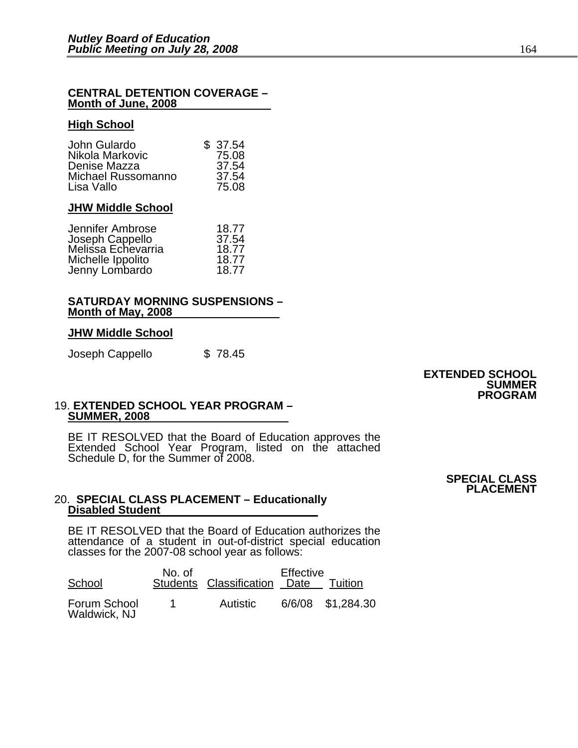**CENTRAL DETENTION COVERAGE –**
**Month of June, 2008**

**High School**

| | |
|---|---|
| John Gulardo | $ 37.54 |
| Nikola Markovic | 75.08 |
| Denise Mazza | 37.54 |
| Michael Russomanno | 37.54 |
| Lisa Vallo | 75.08 |

**JHW Middle School**

| | |
|---|---|
| Jennifer Ambrose | 18.77 |
| Joseph Cappello | 37.54 |
| Melissa Echevarria | 18.77 |
| Michelle Ippolito | 18.77 |
| Jenny Lombardo | 18.77 |

**SATURDAY MORNING SUSPENSIONS –**
**Month of May, 2008**

**JHW Middle School**

| | |
|---|---|
| Joseph Cappello | $ 78.45 |

**EXTENDED SCHOOL SUMMER PROGRAM**

19. **EXTENDED SCHOOL YEAR PROGRAM – SUMMER, 2008**

BE IT RESOLVED that the Board of Education approves the Extended School Year Program, listed on the attached Schedule D, for the Summer of 2008.

**SPECIAL CLASS PLACEMENT**

20. **SPECIAL CLASS PLACEMENT – Educationally Disabled Student**

BE IT RESOLVED that the Board of Education authorizes the attendance of a student in out-of-district special education classes for the 2007-08 school year as follows:

| School | No. of Students | Classification | Effective Date | Tuition |
|---|---|---|---|---|
| Forum School Waldwick, NJ | 1 | Autistic | 6/6/08 | $1,284.30 |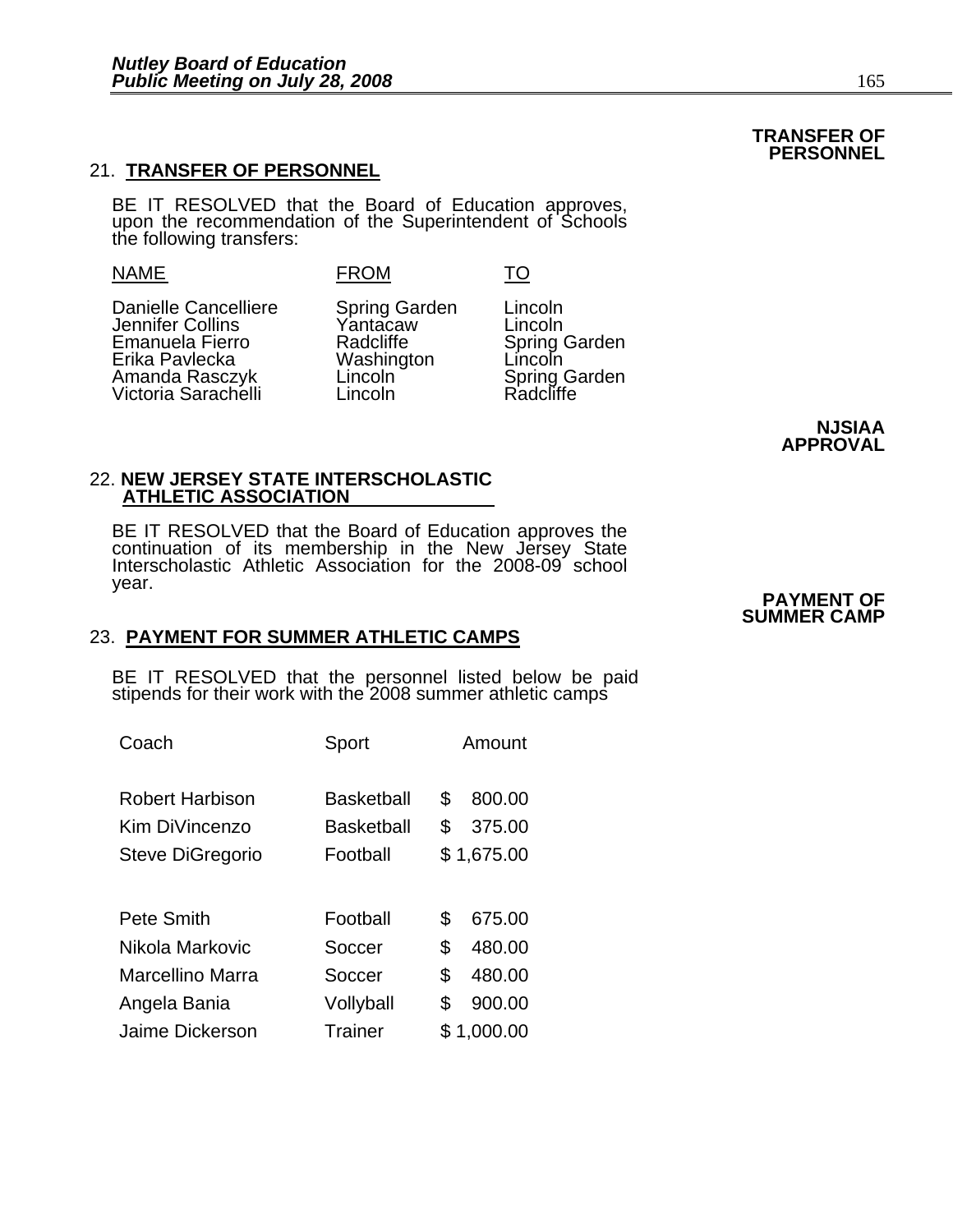**TRANSFER OF PERSONNEL**

## 21. TRANSFER OF PERSONNEL

BE IT RESOLVED that the Board of Education approves, upon the recommendation of the Superintendent of Schools the following transfers:

| NAME | FROM | TO |
|---|---|---|
| Danielle Cancelliere | Spring Garden | Lincoln |
| Jennifer Collins | Yantacaw | Lincoln |
| Emanuela Fierro | Radcliffe | Spring Garden |
| Erika Pavlecka | Washington | Lincoln |
| Amanda Rasczyk | Lincoln | Spring Garden |
| Victoria Sarachelli | Lincoln | Radcliffe |

**NJSIAA APPROVAL**

## 22. NEW JERSEY STATE INTERSCHOLASTIC ATHLETIC ASSOCIATION

BE IT RESOLVED that the Board of Education approves the continuation of its membership in the New Jersey State Interscholastic Athletic Association for the 2008-09 school year.

**PAYMENT OF SUMMER CAMP**

## 23. PAYMENT FOR SUMMER ATHLETIC CAMPS

BE IT RESOLVED that the personnel listed below be paid stipends for their work with the 2008 summer athletic camps

| Coach | Sport | Amount |
|---|---|---|
| Robert Harbison | Basketball | $ 800.00 |
| Kim DiVincenzo | Basketball | $ 375.00 |
| Steve DiGregorio | Football | $ 1,675.00 |
| Pete Smith | Football | $ 675.00 |
| Nikola Markovic | Soccer | $ 480.00 |
| Marcellino Marra | Soccer | $ 480.00 |
| Angela Bania | Vollyball | $ 900.00 |
| Jaime Dickerson | Trainer | $ 1,000.00 |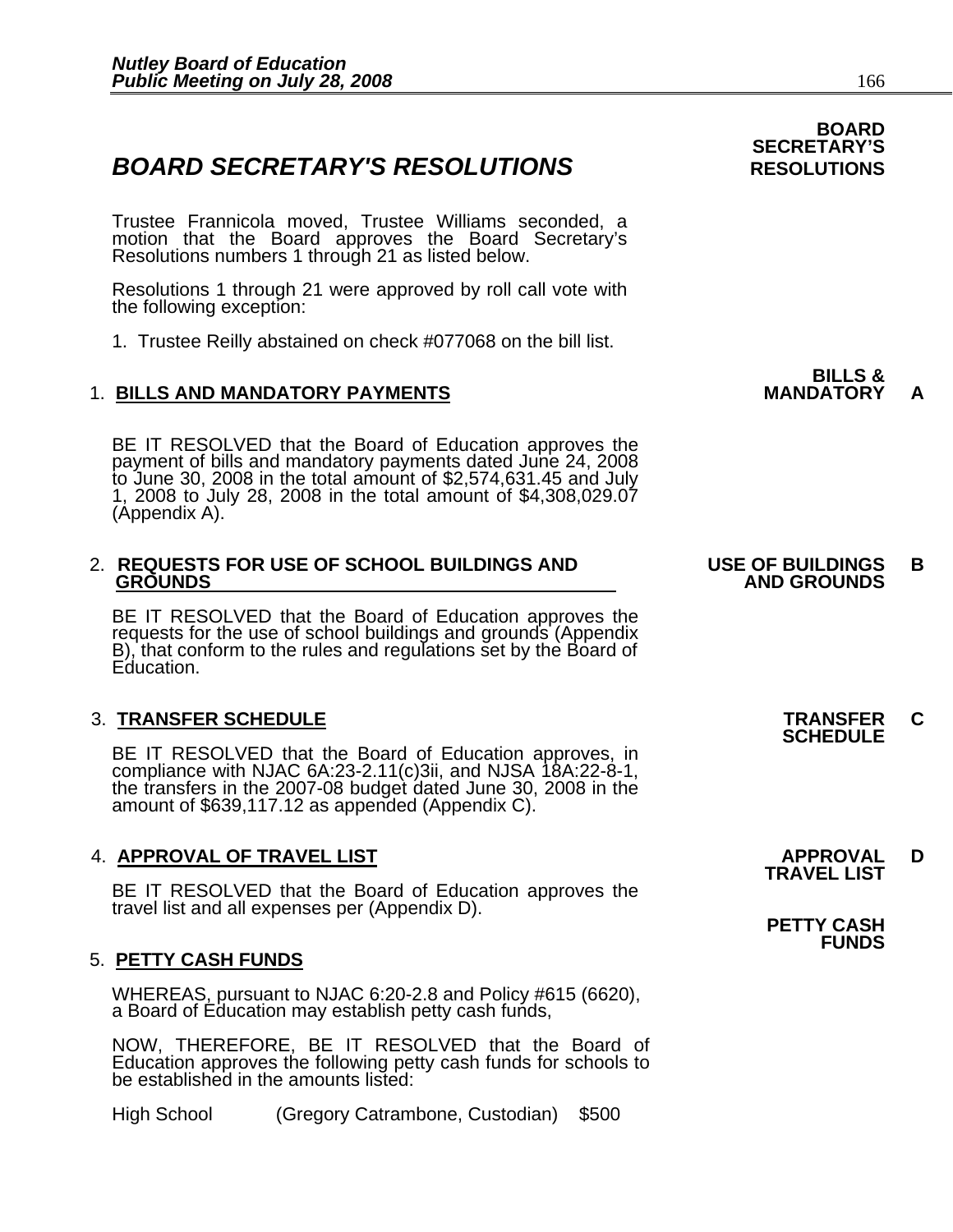## BOARD SECRETARY'S RESOLUTIONS

**BOARD SECRETARY'S RESOLUTIONS**

Trustee Frannicola moved, Trustee Williams seconded, a motion that the Board approves the Board Secretary's Resolutions numbers 1 through 21 as listed below.

Resolutions 1 through 21 were approved by roll call vote with the following exception:

1. Trustee Reilly abstained on check #077068 on the bill list.

### 1. BILLS AND MANDATORY PAYMENTS

**BILLS & MANDATORY A**

BE IT RESOLVED that the Board of Education approves the payment of bills and mandatory payments dated June 24, 2008 to June 30, 2008 in the total amount of $2,574,631.45 and July 1, 2008 to July 28, 2008 in the total amount of $4,308,029.07 (Appendix A).

### 2. REQUESTS FOR USE OF SCHOOL BUILDINGS AND GROUNDS

**USE OF BUILDINGS AND GROUNDS B**

BE IT RESOLVED that the Board of Education approves the requests for the use of school buildings and grounds (Appendix B), that conform to the rules and regulations set by the Board of Education.

### 3. TRANSFER SCHEDULE

**TRANSFER SCHEDULE C**

BE IT RESOLVED that the Board of Education approves, in compliance with NJAC 6A:23-2.11(c)3ii, and NJSA 18A:22-8-1, the transfers in the 2007-08 budget dated June 30, 2008 in the amount of $639,117.12 as appended (Appendix C).

### 4. APPROVAL OF TRAVEL LIST

**APPROVAL TRAVEL LIST D**

BE IT RESOLVED that the Board of Education approves the travel list and all expenses per (Appendix D).

### 5. PETTY CASH FUNDS

**PETTY CASH FUNDS**

WHEREAS, pursuant to NJAC 6:20-2.8 and Policy #615 (6620), a Board of Education may establish petty cash funds,

NOW, THEREFORE, BE IT RESOLVED that the Board of Education approves the following petty cash funds for schools to be established in the amounts listed:

| | | |
|---|---|---|
| High School | (Gregory Catrambone, Custodian) | $500 |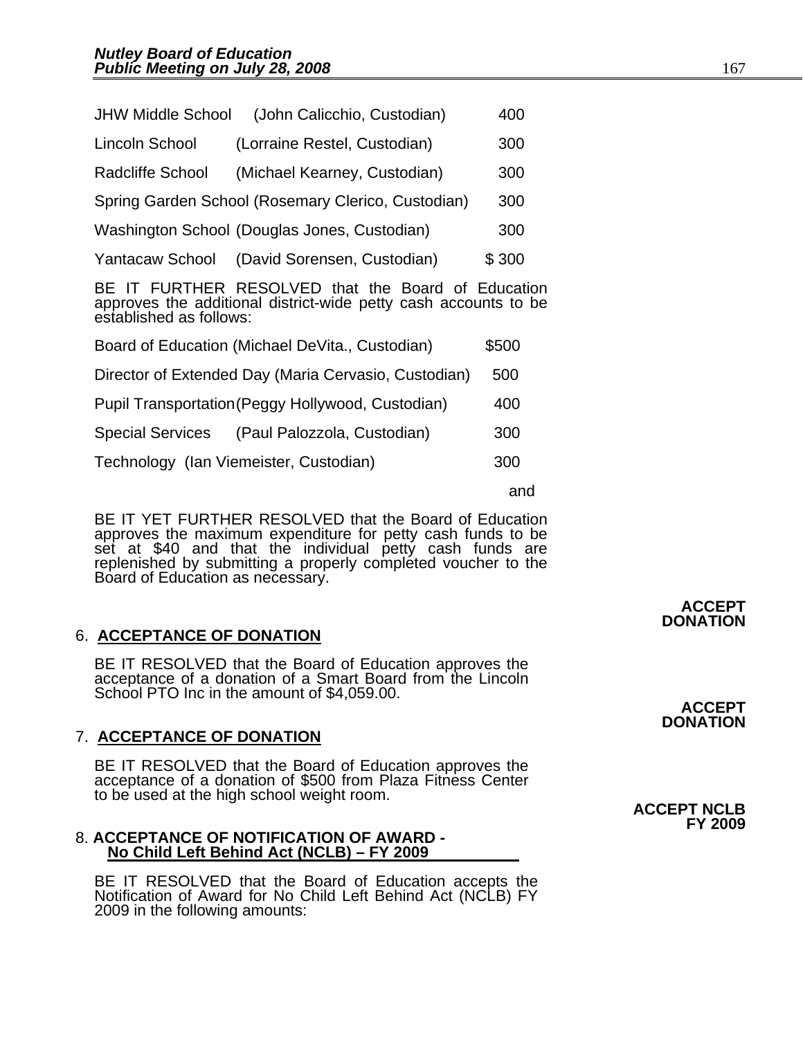| | | |
|---|---|---|
| JHW Middle School | (John Calicchio, Custodian) | 400 |
| Lincoln School | (Lorraine Restel, Custodian) | 300 |
| Radcliffe School | (Michael Kearney, Custodian) | 300 |
| Spring Garden School | (Rosemary Clerico, Custodian) | 300 |
| Washington School | (Douglas Jones, Custodian) | 300 |
| Yantacaw School | (David Sorensen, Custodian) | $ 300 |

BE IT FURTHER RESOLVED that the Board of Education approves the additional district-wide petty cash accounts to be established as follows:

| | | |
|---|---|---|
| Board of Education | (Michael DeVita., Custodian) | $500 |
| Director of Extended Day | (Maria Cervasio, Custodian) | 500 |
| Pupil Transportation | (Peggy Hollywood, Custodian) | 400 |
| Special Services | (Paul Palozzola, Custodian) | 300 |
| Technology | (Ian Viemeister, Custodian) | 300 |

and

BE IT YET FURTHER RESOLVED that the Board of Education approves the maximum expenditure for petty cash funds to be set at $40 and that the individual petty cash funds are replenished by submitting a properly completed voucher to the Board of Education as necessary.

**ACCEPT DONATION**

6. **ACCEPTANCE OF DONATION**

BE IT RESOLVED that the Board of Education approves the acceptance of a donation of a Smart Board from the Lincoln School PTO Inc in the amount of $4,059.00.

**ACCEPT DONATION**

7. **ACCEPTANCE OF DONATION**

BE IT RESOLVED that the Board of Education approves the acceptance of a donation of $500 from Plaza Fitness Center to be used at the high school weight room.

**ACCEPT NCLB FY 2009**

8. **ACCEPTANCE OF NOTIFICATION OF AWARD - No Child Left Behind Act (NCLB) – FY 2009**

BE IT RESOLVED that the Board of Education accepts the Notification of Award for No Child Left Behind Act (NCLB) FY 2009 in the following amounts: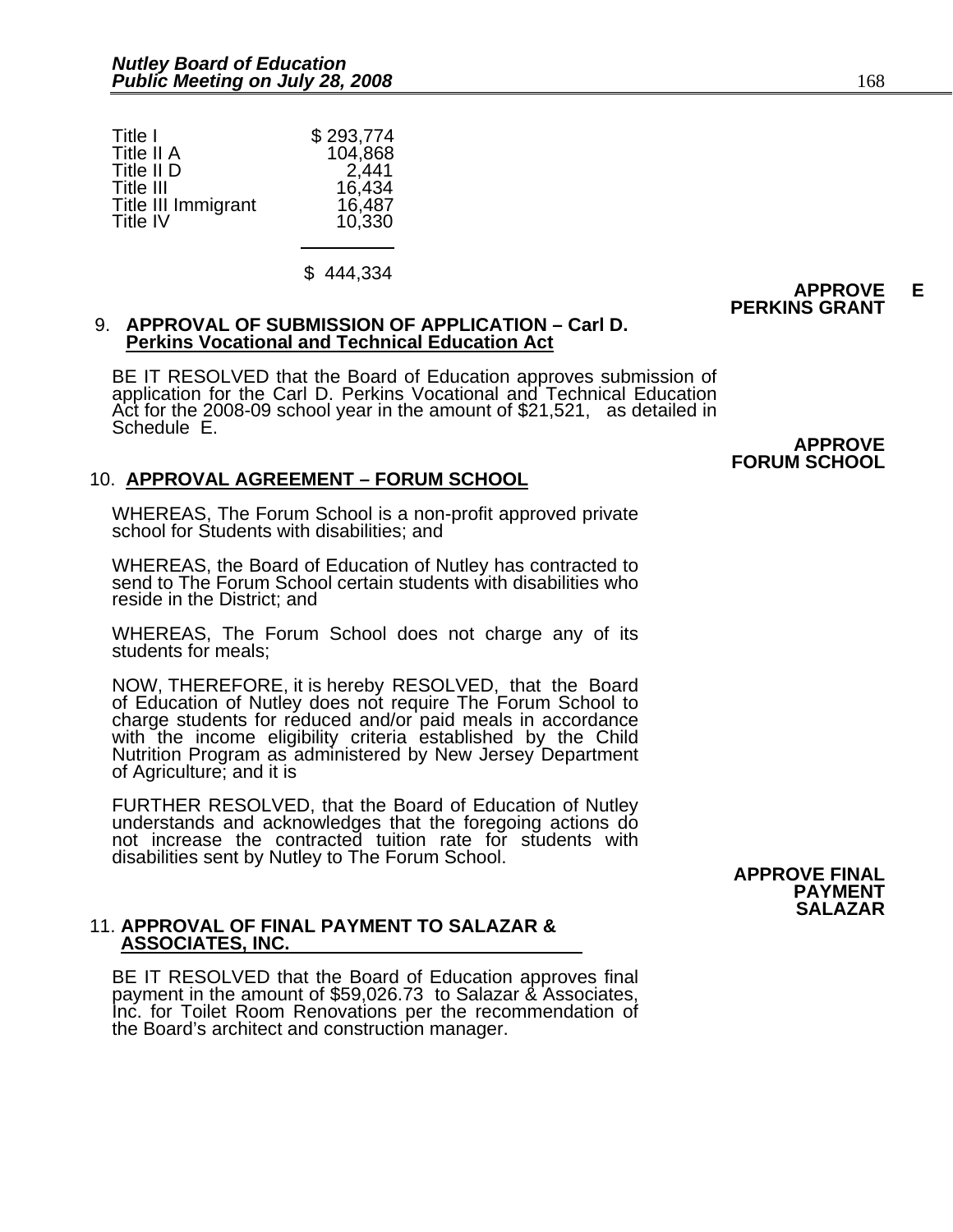| | |
|---|---|
| Title I | $ 293,774 |
| Title II A | 104,868 |
| Title II D | 2,441 |
| Title III | 16,434 |
| Title III Immigrant | 16,487 |
| Title IV | 10,330 |
| | $ 444,334 |

**APPROVE E PERKINS GRANT**

9. **APPROVAL OF SUBMISSION OF APPLICATION – Carl D. Perkins Vocational and Technical Education Act**

BE IT RESOLVED that the Board of Education approves submission of application for the Carl D. Perkins Vocational and Technical Education Act for the 2008-09 school year in the amount of $21,521, as detailed in Schedule E.

**APPROVE FORUM SCHOOL**

10. **APPROVAL AGREEMENT – FORUM SCHOOL**

WHEREAS, The Forum School is a non-profit approved private school for Students with disabilities; and

WHEREAS, the Board of Education of Nutley has contracted to send to The Forum School certain students with disabilities who reside in the District; and

WHEREAS, The Forum School does not charge any of its students for meals;

NOW, THEREFORE, it is hereby RESOLVED, that the Board of Education of Nutley does not require The Forum School to charge students for reduced and/or paid meals in accordance with the income eligibility criteria established by the Child Nutrition Program as administered by New Jersey Department of Agriculture; and it is

FURTHER RESOLVED, that the Board of Education of Nutley understands and acknowledges that the foregoing actions do not increase the contracted tuition rate for students with disabilities sent by Nutley to The Forum School.

**APPROVE FINAL PAYMENT SALAZAR**

11. **APPROVAL OF FINAL PAYMENT TO SALAZAR & ASSOCIATES, INC.**

BE IT RESOLVED that the Board of Education approves final payment in the amount of $59,026.73 to Salazar & Associates, Inc. for Toilet Room Renovations per the recommendation of the Board's architect and construction manager.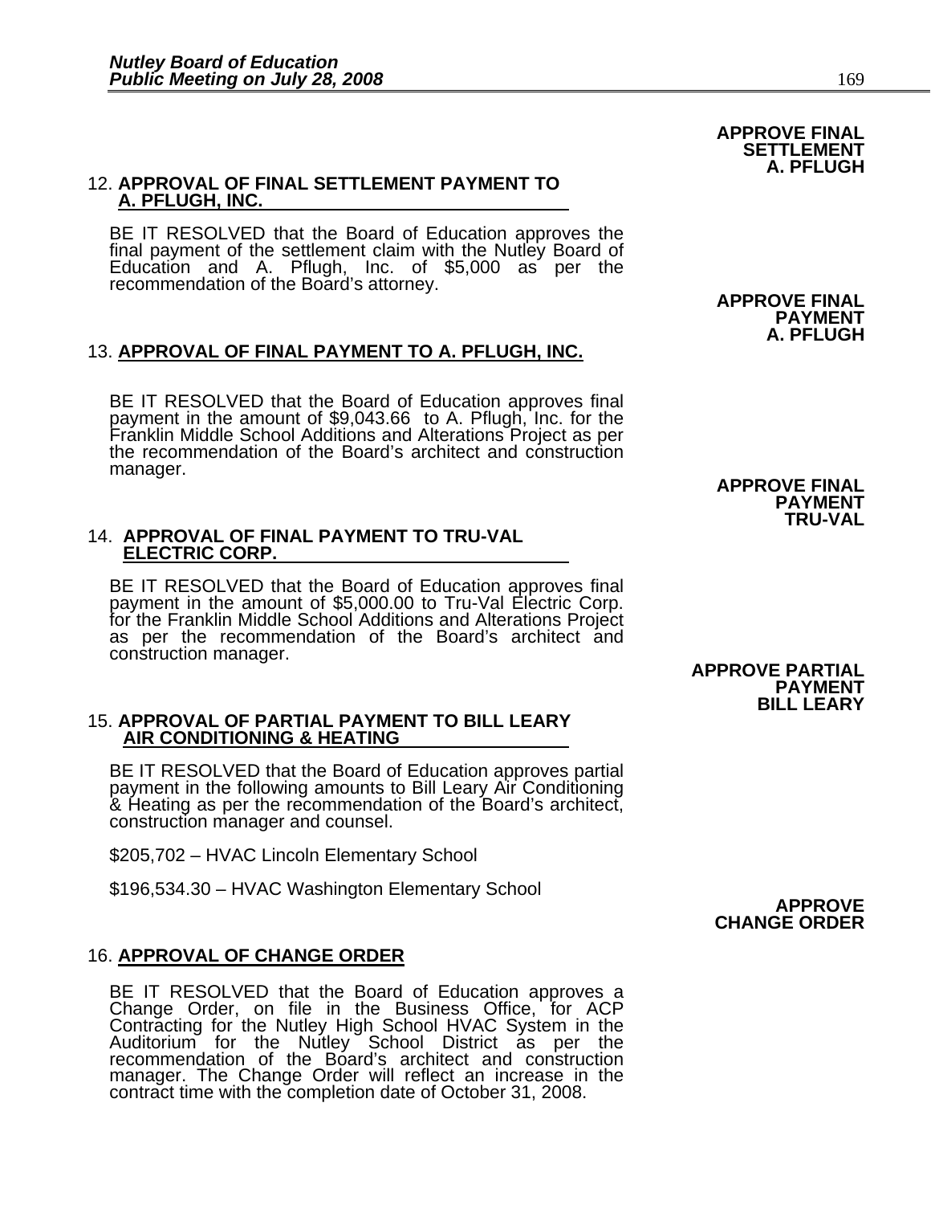**APPROVE FINAL SETTLEMENT A. PFLUGH**

12. **APPROVAL OF FINAL SETTLEMENT PAYMENT TO A. PFLUGH, INC.**

BE IT RESOLVED that the Board of Education approves the final payment of the settlement claim with the Nutley Board of Education and A. Pflugh, Inc. of $5,000 as per the recommendation of the Board's attorney.

**APPROVE FINAL PAYMENT A. PFLUGH**

13. **APPROVAL OF FINAL PAYMENT TO A. PFLUGH, INC.**

BE IT RESOLVED that the Board of Education approves final payment in the amount of $9,043.66 to A. Pflugh, Inc. for the Franklin Middle School Additions and Alterations Project as per the recommendation of the Board's architect and construction manager.

**APPROVE FINAL PAYMENT TRU-VAL**

14. **APPROVAL OF FINAL PAYMENT TO TRU-VAL ELECTRIC CORP.**

BE IT RESOLVED that the Board of Education approves final payment in the amount of $5,000.00 to Tru-Val Electric Corp. for the Franklin Middle School Additions and Alterations Project as per the recommendation of the Board's architect and construction manager.

**APPROVE PARTIAL PAYMENT BILL LEARY**

15. **APPROVAL OF PARTIAL PAYMENT TO BILL LEARY AIR CONDITIONING & HEATING**

BE IT RESOLVED that the Board of Education approves partial payment in the following amounts to Bill Leary Air Conditioning & Heating as per the recommendation of the Board's architect, construction manager and counsel.

$205,702 – HVAC Lincoln Elementary School

$196,534.30 – HVAC Washington Elementary School

**APPROVE CHANGE ORDER**

16. **APPROVAL OF CHANGE ORDER**

BE IT RESOLVED that the Board of Education approves a Change Order, on file in the Business Office, for ACP Contracting for the Nutley High School HVAC System in the Auditorium for the Nutley School District as per the recommendation of the Board's architect and construction manager. The Change Order will reflect an increase in the contract time with the completion date of October 31, 2008.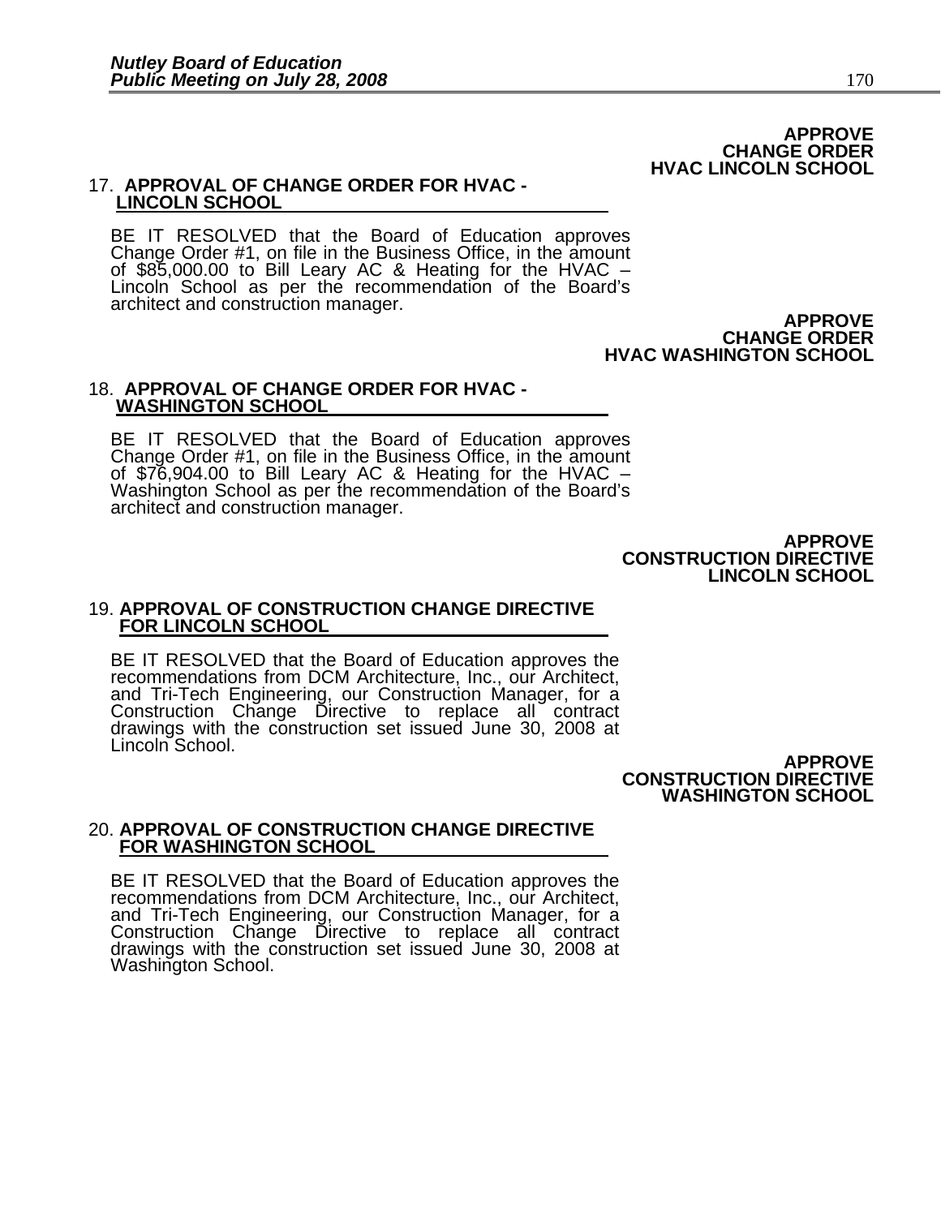**APPROVE CHANGE ORDER HVAC LINCOLN SCHOOL**

17. **APPROVAL OF CHANGE ORDER FOR HVAC - LINCOLN SCHOOL**

BE IT RESOLVED that the Board of Education approves Change Order #1, on file in the Business Office, in the amount of $85,000.00 to Bill Leary AC & Heating for the HVAC – Lincoln School as per the recommendation of the Board's architect and construction manager.

**APPROVE CHANGE ORDER HVAC WASHINGTON SCHOOL**

18. **APPROVAL OF CHANGE ORDER FOR HVAC - WASHINGTON SCHOOL**

BE IT RESOLVED that the Board of Education approves Change Order #1, on file in the Business Office, in the amount of $76,904.00 to Bill Leary AC & Heating for the HVAC – Washington School as per the recommendation of the Board's architect and construction manager.

**APPROVE CONSTRUCTION DIRECTIVE LINCOLN SCHOOL**

19. **APPROVAL OF CONSTRUCTION CHANGE DIRECTIVE FOR LINCOLN SCHOOL**

BE IT RESOLVED that the Board of Education approves the recommendations from DCM Architecture, Inc., our Architect, and Tri-Tech Engineering, our Construction Manager, for a Construction Change Directive to replace all contract drawings with the construction set issued June 30, 2008 at Lincoln School.

**APPROVE CONSTRUCTION DIRECTIVE WASHINGTON SCHOOL**

20. **APPROVAL OF CONSTRUCTION CHANGE DIRECTIVE FOR WASHINGTON SCHOOL**

BE IT RESOLVED that the Board of Education approves the recommendations from DCM Architecture, Inc., our Architect, and Tri-Tech Engineering, our Construction Manager, for a Construction Change Directive to replace all contract drawings with the construction set issued June 30, 2008 at Washington School.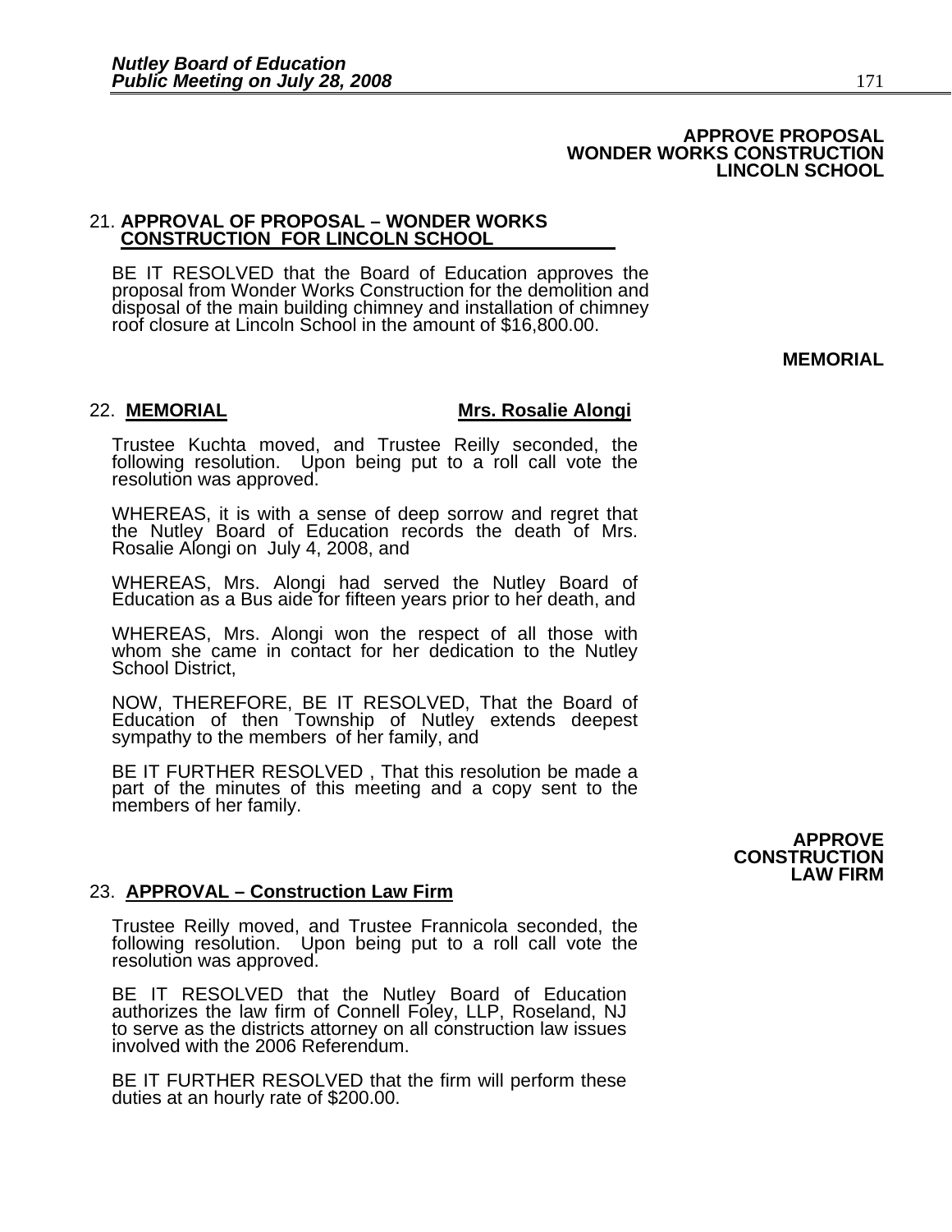**APPROVE PROPOSAL
WONDER WORKS CONSTRUCTION
LINCOLN SCHOOL**

21. **APPROVAL OF PROPOSAL – WONDER WORKS CONSTRUCTION FOR LINCOLN SCHOOL**

BE IT RESOLVED that the Board of Education approves the proposal from Wonder Works Construction for the demolition and disposal of the main building chimney and installation of chimney roof closure at Lincoln School in the amount of $16,800.00.

**MEMORIAL**

22. **MEMORIAL** **Mrs. Rosalie Alongi**

Trustee Kuchta moved, and Trustee Reilly seconded, the following resolution. Upon being put to a roll call vote the resolution was approved.

WHEREAS, it is with a sense of deep sorrow and regret that the Nutley Board of Education records the death of Mrs. Rosalie Alongi on July 4, 2008, and

WHEREAS, Mrs. Alongi had served the Nutley Board of Education as a Bus aide for fifteen years prior to her death, and

WHEREAS, Mrs. Alongi won the respect of all those with whom she came in contact for her dedication to the Nutley School District,

NOW, THEREFORE, BE IT RESOLVED, That the Board of Education of then Township of Nutley extends deepest sympathy to the members of her family, and

BE IT FURTHER RESOLVED , That this resolution be made a part of the minutes of this meeting and a copy sent to the members of her family.

**APPROVE
CONSTRUCTION
LAW FIRM**

23. **APPROVAL – Construction Law Firm**

Trustee Reilly moved, and Trustee Frannicola seconded, the following resolution. Upon being put to a roll call vote the resolution was approved.

BE IT RESOLVED that the Nutley Board of Education authorizes the law firm of Connell Foley, LLP, Roseland, NJ to serve as the districts attorney on all construction law issues involved with the 2006 Referendum.

BE IT FURTHER RESOLVED that the firm will perform these duties at an hourly rate of $200.00.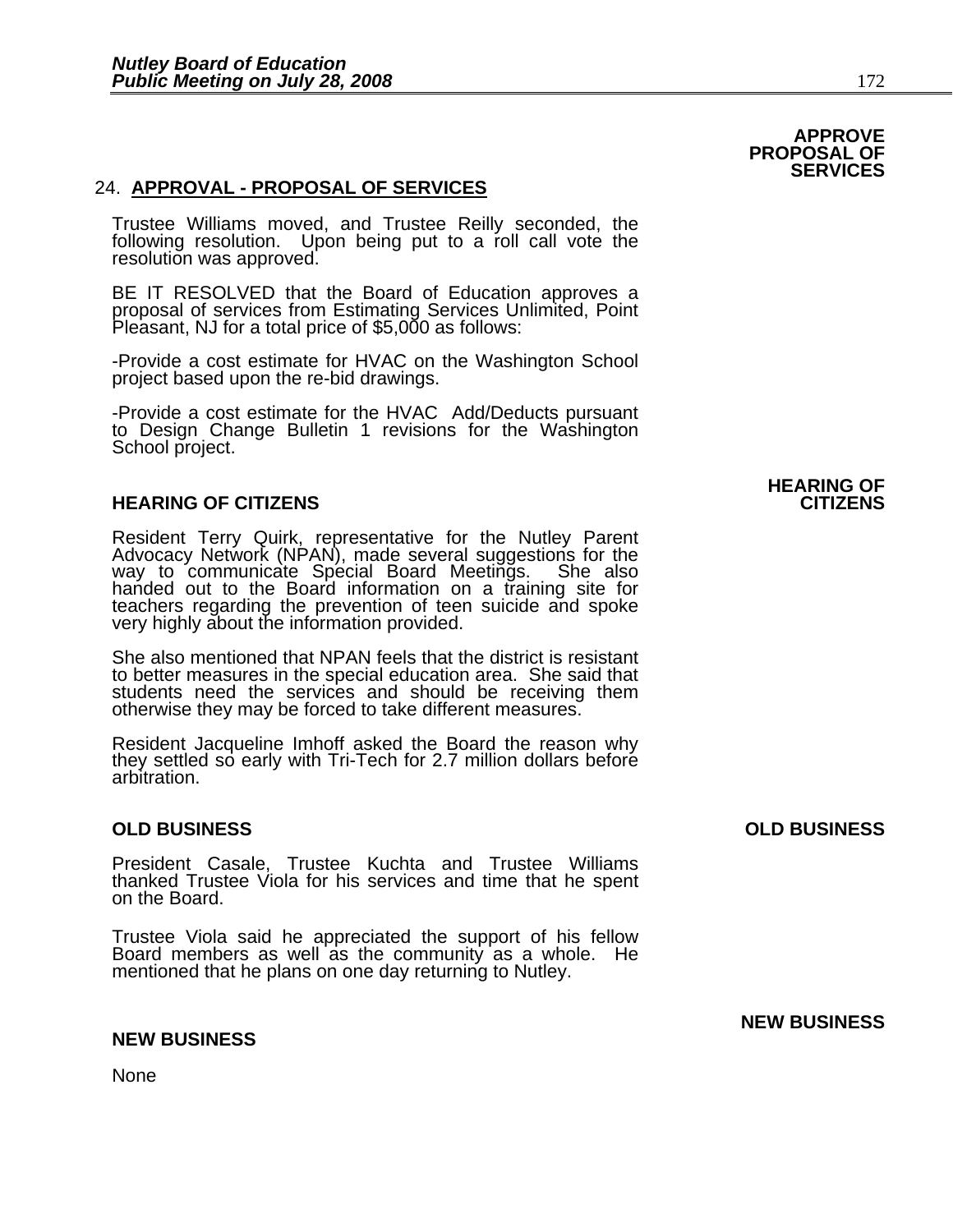**APPROVE PROPOSAL OF SERVICES**

24. **APPROVAL - PROPOSAL OF SERVICES**

Trustee Williams moved, and Trustee Reilly seconded, the following resolution. Upon being put to a roll call vote the resolution was approved.

BE IT RESOLVED that the Board of Education approves a proposal of services from Estimating Services Unlimited, Point Pleasant, NJ for a total price of $5,000 as follows:

-Provide a cost estimate for HVAC on the Washington School project based upon the re-bid drawings.

-Provide a cost estimate for the HVAC Add/Deducts pursuant to Design Change Bulletin 1 revisions for the Washington School project.

**HEARING OF CITIZENS**

Resident Terry Quirk, representative for the Nutley Parent Advocacy Network (NPAN), made several suggestions for the way to communicate Special Board Meetings. She also handed out to the Board information on a training site for teachers regarding the prevention of teen suicide and spoke very highly about the information provided.

She also mentioned that NPAN feels that the district is resistant to better measures in the special education area. She said that students need the services and should be receiving them otherwise they may be forced to take different measures.

Resident Jacqueline Imhoff asked the Board the reason why they settled so early with Tri-Tech for 2.7 million dollars before arbitration.

**OLD BUSINESS**

President Casale, Trustee Kuchta and Trustee Williams thanked Trustee Viola for his services and time that he spent on the Board.

Trustee Viola said he appreciated the support of his fellow Board members as well as the community as a whole. He mentioned that he plans on one day returning to Nutley.

**NEW BUSINESS**

None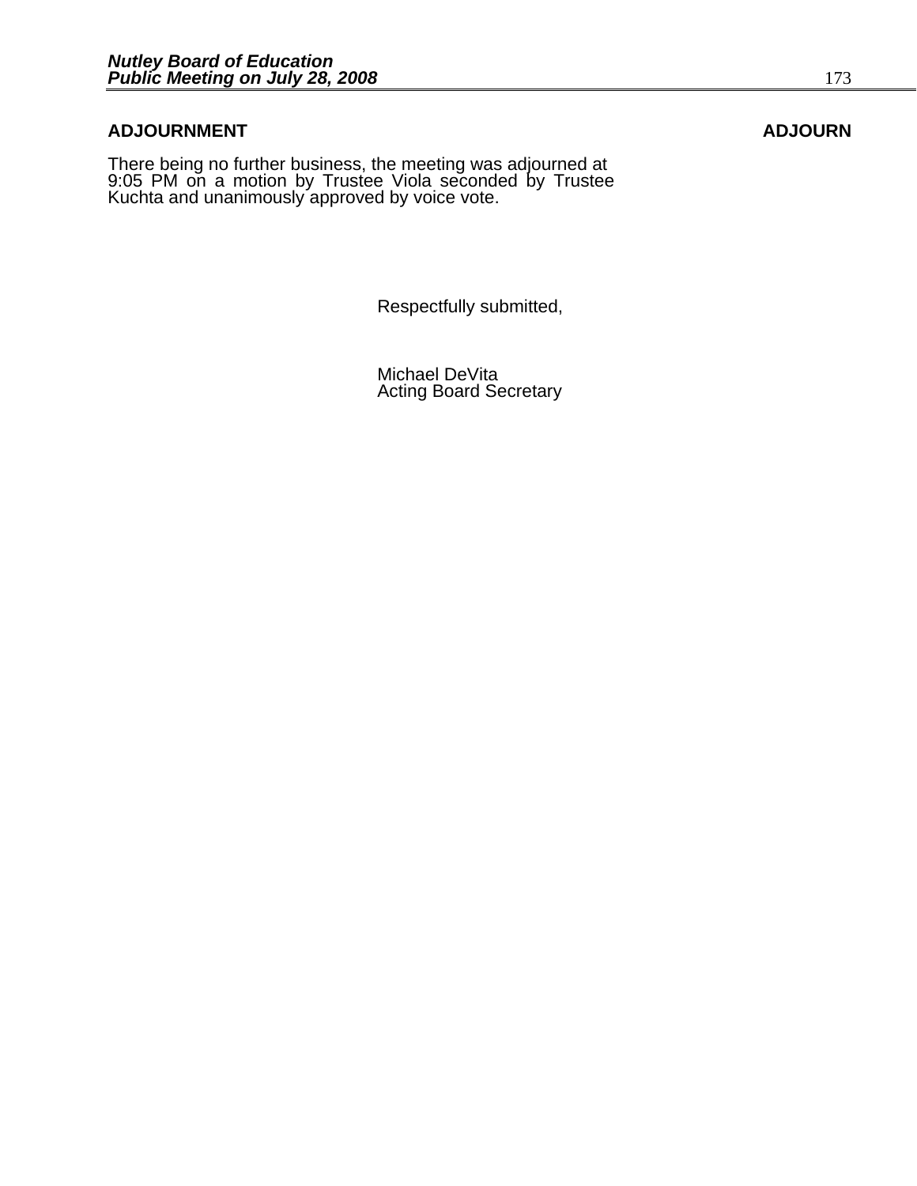**ADJOURNMENT** **ADJOURN**

There being no further business, the meeting was adjourned at 9:05 PM on a motion by Trustee Viola seconded by Trustee Kuchta and unanimously approved by voice vote.

Respectfully submitted,

Michael DeVita
Acting Board Secretary